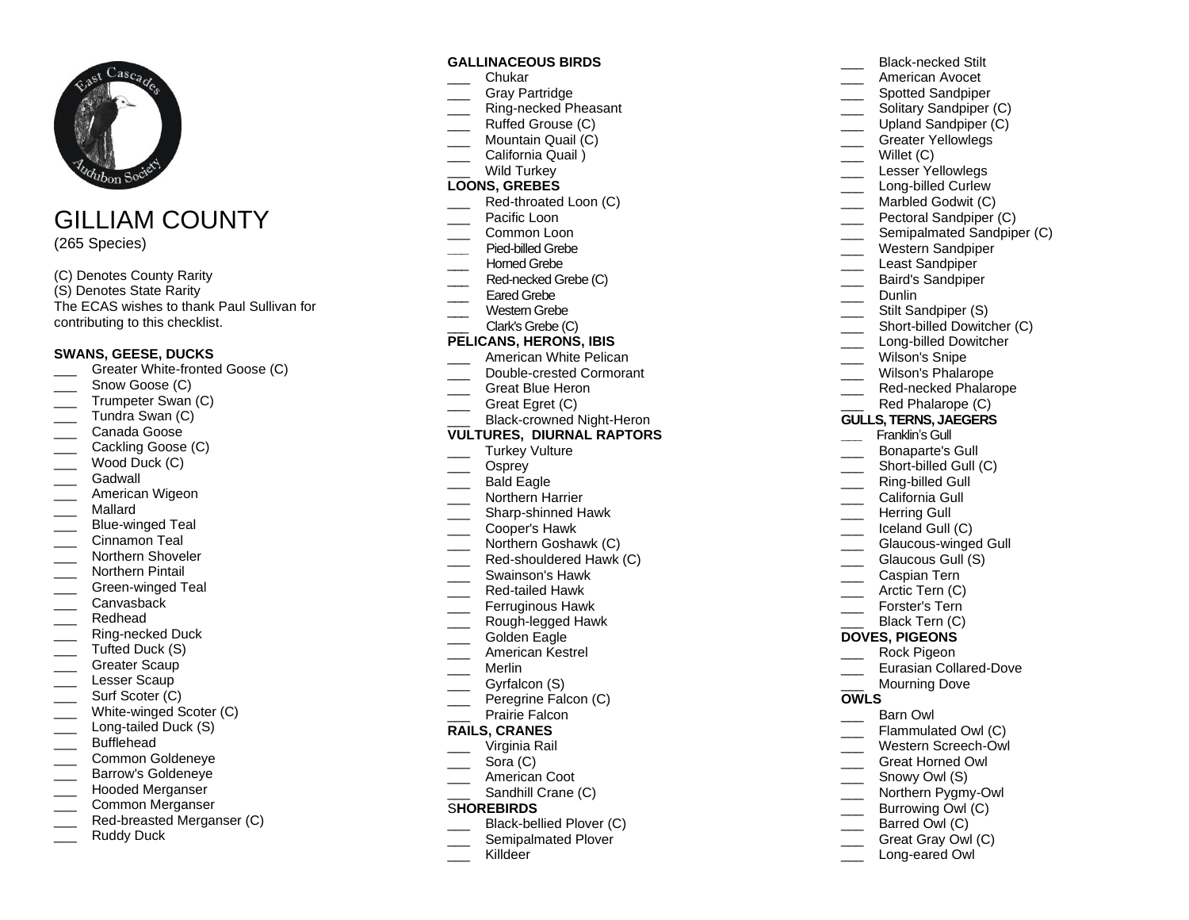# GILLIAM COUNTY

(265 Species)

(C) Denotes County Rarity
(S) Denotes State Rarity
The ECAS wishes to thank Paul Sullivan for contributing to this checklist.

## SWANS, GEESE, DUCKS

- ___ Greater White-fronted Goose (C)
- ___ Snow Goose (C)
- ___ Trumpeter Swan (C)
- ___ Tundra Swan (C)
- ___ Canada Goose
- ___ Cackling Goose (C)
- ___ Wood Duck (C)
- ___ Gadwall
- ___ American Wigeon
- ___ Mallard
- ___ Blue-winged Teal
- ___ Cinnamon Teal
- ___ Northern Shoveler
- ___ Northern Pintail
- ___ Green-winged Teal
- ___ Canvasback
- ___ Redhead
- ___ Ring-necked Duck
- ___ Tufted Duck (S)
- ___ Greater Scaup
- ___ Lesser Scaup
- ___ Surf Scoter (C)
- ___ White-winged Scoter (C)
- ___ Long-tailed Duck (S)
- ___ Bufflehead
- ___ Common Goldeneye
- ___ Barrow's Goldeneye
- ___ Hooded Merganser
- ___ Common Merganser
- ___ Red-breasted Merganser (C)
- ___ Ruddy Duck

## GALLINACEOUS BIRDS

- ___ Chukar
- ___ Gray Partridge
- ___ Ring-necked Pheasant
- ___ Ruffed Grouse (C)
- ___ Mountain Quail (C)
- ___ California Quail )
- ___ Wild Turkey

## LOONS, GREBES

- ___ Red-throated Loon (C)
- ___ Pacific Loon
- ___ Common Loon
- ___ Pied-billed Grebe
- ___ Horned Grebe
- ___ Red-necked Grebe (C)
- ___ Eared Grebe
- ___ Western Grebe
- ___ Clark's Grebe (C)

## PELICANS, HERONS, IBIS

- ___ American White Pelican
- ___ Double-crested Cormorant
- ___ Great Blue Heron
- ___ Great Egret (C)
- ___ Black-crowned Night-Heron

## VULTURES, DIURNAL RAPTORS

- ___ Turkey Vulture
- ___ Osprey
- ___ Bald Eagle
- ___ Northern Harrier
- ___ Sharp-shinned Hawk
- ___ Cooper's Hawk
- ___ Northern Goshawk (C)
- ___ Red-shouldered Hawk (C)
- ___ Swainson's Hawk
- ___ Red-tailed Hawk
- ___ Ferruginous Hawk
- ___ Rough-legged Hawk
- ___ Golden Eagle
- ___ American Kestrel
- ___ Merlin
- ___ Gyrfalcon (S)
- ___ Peregrine Falcon (C)
- ___ Prairie Falcon

## RAILS, CRANES

- ___ Virginia Rail
- ___ Sora (C)
- ___ American Coot
- ___ Sandhill Crane (C)

## SHOREBIRDS

- ___ Black-bellied Plover (C)
- ___ Semipalmated Plover
- ___ Killdeer
- ___ Black-necked Stilt
- ___ American Avocet
- ___ Spotted Sandpiper
- ___ Solitary Sandpiper (C)
- ___ Upland Sandpiper (C)
- ___ Greater Yellowlegs
- ___ Willet (C)
- ___ Lesser Yellowlegs
- ___ Long-billed Curlew
- ___ Marbled Godwit (C)
- ___ Pectoral Sandpiper (C)
- ___ Semipalmated Sandpiper (C)
- ___ Western Sandpiper
- ___ Least Sandpiper
- ___ Baird's Sandpiper
- ___ Dunlin
- ___ Stilt Sandpiper (S)
- ___ Short-billed Dowitcher (C)
- ___ Long-billed Dowitcher
- ___ Wilson's Snipe
- ___ Wilson's Phalarope
- ___ Red-necked Phalarope
- ___ Red Phalarope (C)

## GULLS, TERNS, JAEGERS

- ___ Franklin's Gull
- ___ Bonaparte's Gull
- ___ Short-billed Gull (C)
- ___ Ring-billed Gull
- ___ California Gull
- ___ Herring Gull
- ___ Iceland Gull (C)
- ___ Glaucous-winged Gull
- ___ Glaucous Gull (S)
- ___ Caspian Tern
- ___ Arctic Tern (C)
- ___ Forster's Tern
- ___ Black Tern (C)

## DOVES, PIGEONS

- ___ Rock Pigeon
- ___ Eurasian Collared-Dove
- ___ Mourning Dove

## OWLS

- ___ Barn Owl
- ___ Flammulated Owl (C)
- ___ Western Screech-Owl
- ___ Great Horned Owl
- ___ Snowy Owl (S)
- ___ Northern Pygmy-Owl
- ___ Burrowing Owl (C)
- ___ Barred Owl (C)
- ___ Great Gray Owl (C)
- ___ Long-eared Owl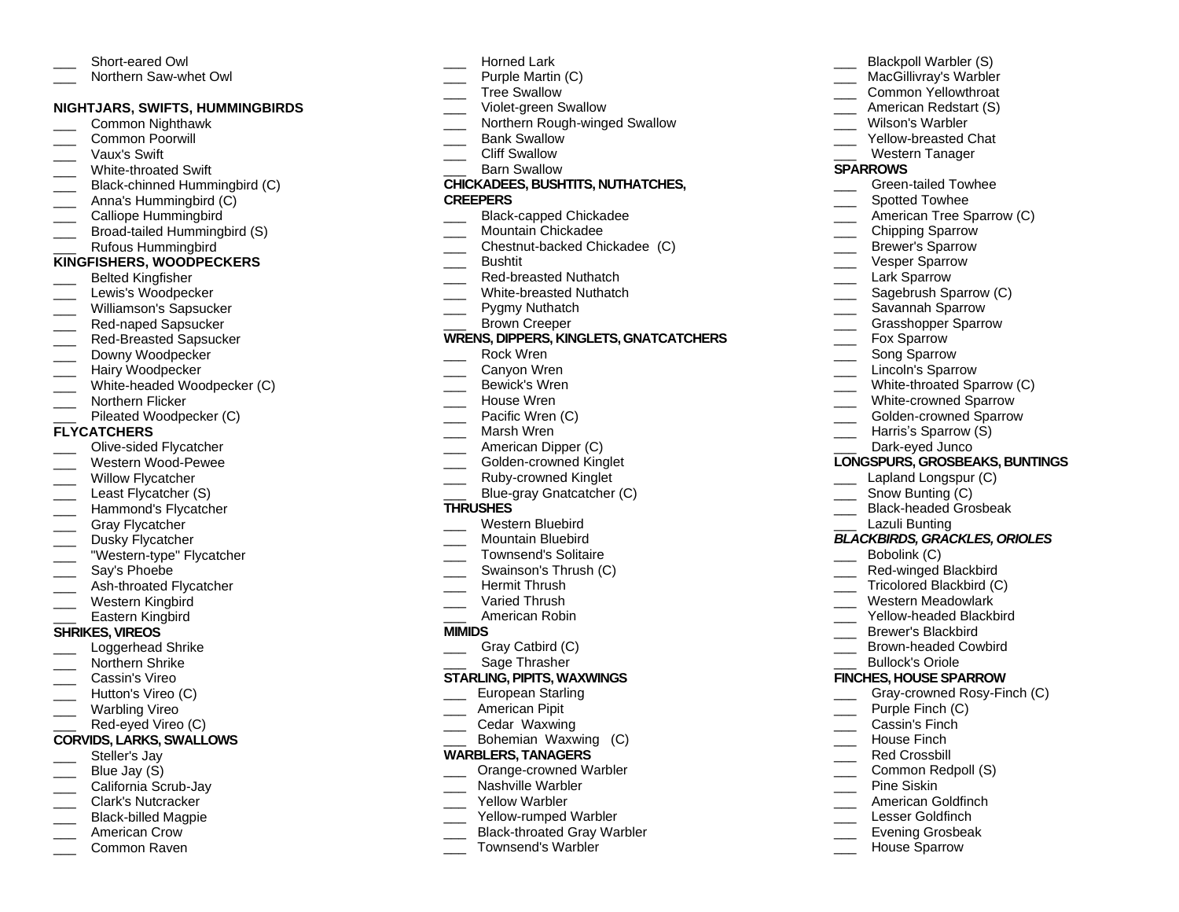___ Short-eared Owl
___ Northern Saw-whet Owl

**NIGHTJARS, SWIFTS, HUMMINGBIRDS**

___ Common Nighthawk
___ Common Poorwill
___ Vaux's Swift
___ White-throated Swift
___ Black-chinned Hummingbird (C)
___ Anna's Hummingbird (C)
___ Calliope Hummingbird
___ Broad-tailed Hummingbird (S)
___ Rufous Hummingbird

**KINGFISHERS, WOODPECKERS**

___ Belted Kingfisher
___ Lewis's Woodpecker
___ Williamson's Sapsucker
___ Red-naped Sapsucker
___ Red-Breasted Sapsucker
___ Downy Woodpecker
___ Hairy Woodpecker
___ White-headed Woodpecker (C)
___ Northern Flicker
___ Pileated Woodpecker (C)

**FLYCATCHERS**

___ Olive-sided Flycatcher
___ Western Wood-Pewee
___ Willow Flycatcher
___ Least Flycatcher (S)
___ Hammond's Flycatcher
___ Gray Flycatcher
___ Dusky Flycatcher
___ "Western-type" Flycatcher
___ Say's Phoebe
___ Ash-throated Flycatcher
___ Western Kingbird
___ Eastern Kingbird

**SHRIKES, VIREOS**

___ Loggerhead Shrike
___ Northern Shrike
___ Cassin's Vireo
___ Hutton's Vireo (C)
___ Warbling Vireo
___ Red-eyed Vireo (C)

**CORVIDS, LARKS, SWALLOWS**

___ Steller's Jay
___ Blue Jay (S)
___ California Scrub-Jay
___ Clark's Nutcracker
___ Black-billed Magpie
___ American Crow
___ Common Raven
___ Horned Lark
___ Purple Martin (C)
___ Tree Swallow
___ Violet-green Swallow
___ Northern Rough-winged Swallow
___ Bank Swallow
___ Cliff Swallow
___ Barn Swallow

**CHICKADEES, BUSHTITS, NUTHATCHES, CREEPERS**

___ Black-capped Chickadee
___ Mountain Chickadee
___ Chestnut-backed Chickadee (C)
___ Bushtit
___ Red-breasted Nuthatch
___ White-breasted Nuthatch
___ Pygmy Nuthatch
___ Brown Creeper

**WRENS, DIPPERS, KINGLETS, GNATCATCHERS**

___ Rock Wren
___ Canyon Wren
___ Bewick's Wren
___ House Wren
___ Pacific Wren (C)
___ Marsh Wren
___ American Dipper (C)
___ Golden-crowned Kinglet
___ Ruby-crowned Kinglet
___ Blue-gray Gnatcatcher (C)

**THRUSHES**

___ Western Bluebird
___ Mountain Bluebird
___ Townsend's Solitaire
___ Swainson's Thrush (C)
___ Hermit Thrush
___ Varied Thrush
___ American Robin

**MIMIDS**

___ Gray Catbird (C)
___ Sage Thrasher

**STARLING, PIPITS, WAXWINGS**

___ European Starling
___ American Pipit
___ Cedar Waxwing
___ Bohemian Waxwing (C)

**WARBLERS, TANAGERS**

___ Orange-crowned Warbler
___ Nashville Warbler
___ Yellow Warbler
___ Yellow-rumped Warbler
___ Black-throated Gray Warbler
___ Townsend's Warbler
___ Blackpoll Warbler (S)
___ MacGillivray's Warbler
___ Common Yellowthroat
___ American Redstart (S)
___ Wilson's Warbler
___ Yellow-breasted Chat
___ Western Tanager

**SPARROWS**

___ Green-tailed Towhee
___ Spotted Towhee
___ American Tree Sparrow (C)
___ Chipping Sparrow
___ Brewer's Sparrow
___ Vesper Sparrow
___ Lark Sparrow
___ Sagebrush Sparrow (C)
___ Savannah Sparrow
___ Grasshopper Sparrow
___ Fox Sparrow
___ Song Sparrow
___ Lincoln's Sparrow
___ White-throated Sparrow (C)
___ White-crowned Sparrow
___ Golden-crowned Sparrow
___ Harris's Sparrow (S)
___ Dark-eyed Junco

**LONGSPURS, GROSBEAKS, BUNTINGS**

___ Lapland Longspur (C)
___ Snow Bunting (C)
___ Black-headed Grosbeak
___ Lazuli Bunting

***BLACKBIRDS, GRACKLES, ORIOLES***

___ Bobolink (C)
___ Red-winged Blackbird
___ Tricolored Blackbird (C)
___ Western Meadowlark
___ Yellow-headed Blackbird
___ Brewer's Blackbird
___ Brown-headed Cowbird
___ Bullock's Oriole

**FINCHES, HOUSE SPARROW**

___ Gray-crowned Rosy-Finch (C)
___ Purple Finch (C)
___ Cassin's Finch
___ House Finch
___ Red Crossbill
___ Common Redpoll (S)
___ Pine Siskin
___ American Goldfinch
___ Lesser Goldfinch
___ Evening Grosbeak
___ House Sparrow